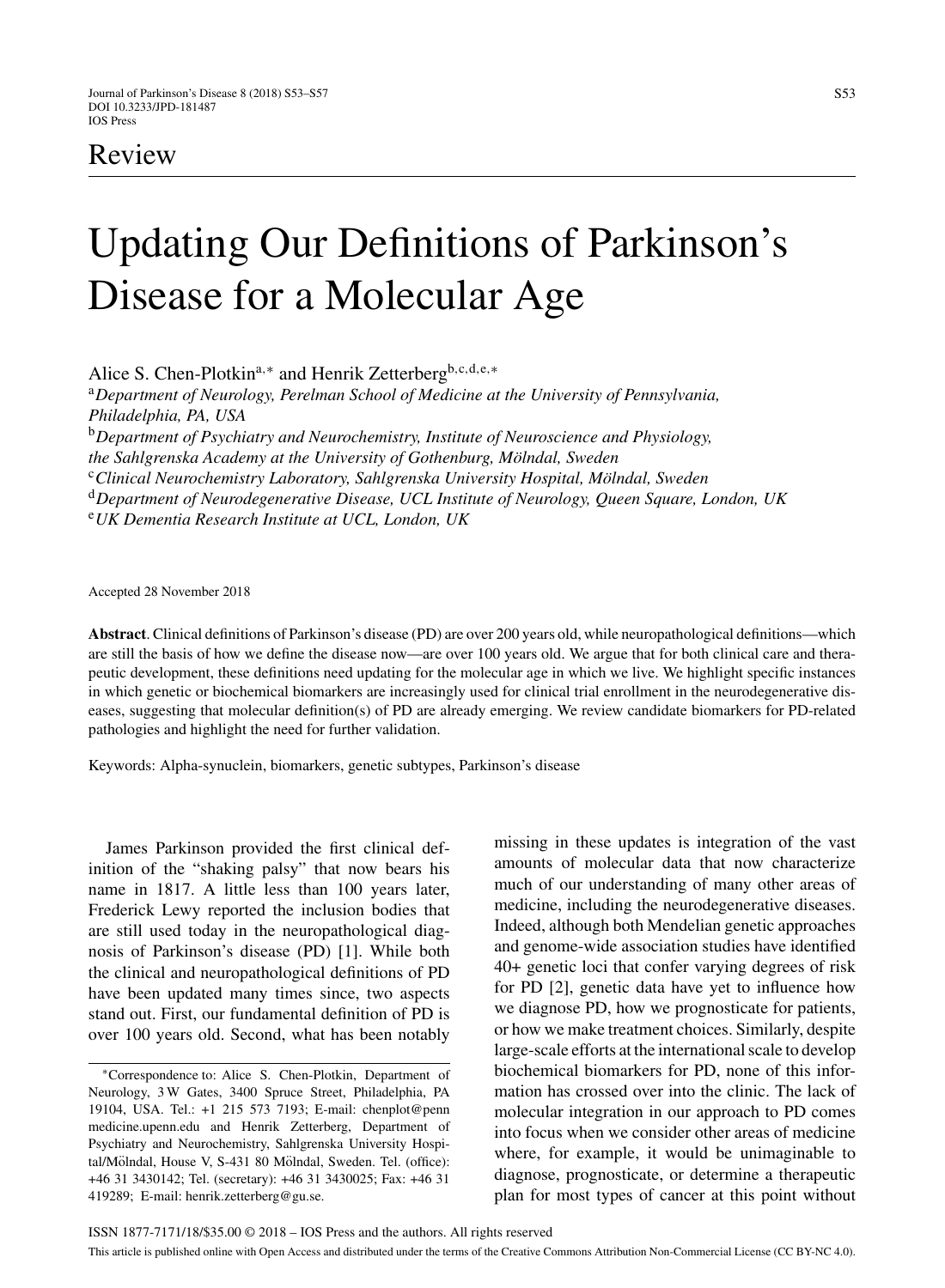Review

# Updating Our Definitions of Parkinson's Disease for a Molecular Age

Alice S. Chen-Plotkin[a,*] and Henrik Zetterberg[b,c,d,e,*]

[a] *Department of Neurology, Perelman School of Medicine at the University of Pennsylvania, Philadelphia, PA, USA*
[b] *Department of Psychiatry and Neurochemistry, Institute of Neuroscience and Physiology, the Sahlgrenska Academy at the University of Gothenburg, Mölndal, Sweden*
[c] *Clinical Neurochemistry Laboratory, Sahlgrenska University Hospital, Mölndal, Sweden*
[d] *Department of Neurodegenerative Disease, UCL Institute of Neurology, Queen Square, London, UK*
[e] *UK Dementia Research Institute at UCL, London, UK*

Accepted 28 November 2018

**Abstract**. Clinical definitions of Parkinson's disease (PD) are over 200 years old, while neuropathological definitions—which are still the basis of how we define the disease now—are over 100 years old. We argue that for both clinical care and therapeutic development, these definitions need updating for the molecular age in which we live. We highlight specific instances in which genetic or biochemical biomarkers are increasingly used for clinical trial enrollment in the neurodegenerative diseases, suggesting that molecular definition(s) of PD are already emerging. We review candidate biomarkers for PD-related pathologies and highlight the need for further validation.

Keywords: Alpha-synuclein, biomarkers, genetic subtypes, Parkinson's disease

James Parkinson provided the first clinical definition of the "shaking palsy" that now bears his name in 1817. A little less than 100 years later, Frederick Lewy reported the inclusion bodies that are still used today in the neuropathological diagnosis of Parkinson's disease (PD) [1]. While both the clinical and neuropathological definitions of PD have been updated many times since, two aspects stand out. First, our fundamental definition of PD is over 100 years old. Second, what has been notably missing in these updates is integration of the vast amounts of molecular data that now characterize much of our understanding of many other areas of medicine, including the neurodegenerative diseases. Indeed, although both Mendelian genetic approaches and genome-wide association studies have identified 40+ genetic loci that confer varying degrees of risk for PD [2], genetic data have yet to influence how we diagnose PD, how we prognosticate for patients, or how we make treatment choices. Similarly, despite large-scale efforts at the international scale to develop biochemical biomarkers for PD, none of this information has crossed over into the clinic. The lack of molecular integration in our approach to PD comes into focus when we consider other areas of medicine where, for example, it would be unimaginable to diagnose, prognosticate, or determine a therapeutic plan for most types of cancer at this point without

*Correspondence to: Alice S. Chen-Plotkin, Department of Neurology, 3 W Gates, 3400 Spruce Street, Philadelphia, PA 19104, USA. Tel.: +1 215 573 7193; E-mail: chenplot@pennmedicine.upenn.edu and Henrik Zetterberg, Department of Psychiatry and Neurochemistry, Sahlgrenska University Hospital/Mölndal, House V, S-431 80 Mölndal, Sweden. Tel. (office): +46 31 3430142; Tel. (secretary): +46 31 3430025; Fax: +46 31 419289; E-mail: henrik.zetterberg@gu.se.

ISSN 1877-7171/18/$35.00 © 2018 – IOS Press and the authors. All rights reserved

This article is published online with Open Access and distributed under the terms of the Creative Commons Attribution Non-Commercial License (CC BY-NC 4.0).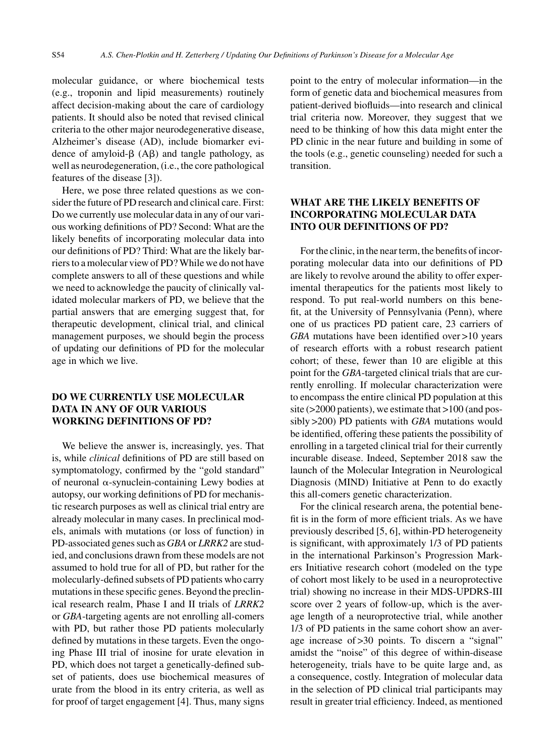molecular guidance, or where biochemical tests (e.g., troponin and lipid measurements) routinely affect decision-making about the care of cardiology patients. It should also be noted that revised clinical criteria to the other major neurodegenerative disease, Alzheimer's disease (AD), include biomarker evidence of amyloid-β (Aβ) and tangle pathology, as well as neurodegeneration, (i.e., the core pathological features of the disease [3]).

Here, we pose three related questions as we consider the future of PD research and clinical care. First: Do we currently use molecular data in any of our various working definitions of PD? Second: What are the likely benefits of incorporating molecular data into our definitions of PD? Third: What are the likely barriers to a molecular view of PD? While we do not have complete answers to all of these questions and while we need to acknowledge the paucity of clinically validated molecular markers of PD, we believe that the partial answers that are emerging suggest that, for therapeutic development, clinical trial, and clinical management purposes, we should begin the process of updating our definitions of PD for the molecular age in which we live.

## DO WE CURRENTLY USE MOLECULAR DATA IN ANY OF OUR VARIOUS WORKING DEFINITIONS OF PD?

We believe the answer is, increasingly, yes. That is, while *clinical* definitions of PD are still based on symptomatology, confirmed by the "gold standard" of neuronal α-synuclein-containing Lewy bodies at autopsy, our working definitions of PD for mechanistic research purposes as well as clinical trial entry are already molecular in many cases. In preclinical models, animals with mutations (or loss of function) in PD-associated genes such as *GBA* or *LRRK2* are studied, and conclusions drawn from these models are not assumed to hold true for all of PD, but rather for the molecularly-defined subsets of PD patients who carry mutations in these specific genes. Beyond the preclinical research realm, Phase I and II trials of *LRRK2* or *GBA*-targeting agents are not enrolling all-comers with PD, but rather those PD patients molecularly defined by mutations in these targets. Even the ongoing Phase III trial of inosine for urate elevation in PD, which does not target a genetically-defined subset of patients, does use biochemical measures of urate from the blood in its entry criteria, as well as for proof of target engagement [4]. Thus, many signs point to the entry of molecular information—in the form of genetic data and biochemical measures from patient-derived biofluids—into research and clinical trial criteria now. Moreover, they suggest that we need to be thinking of how this data might enter the PD clinic in the near future and building in some of the tools (e.g., genetic counseling) needed for such a transition.

## WHAT ARE THE LIKELY BENEFITS OF INCORPORATING MOLECULAR DATA INTO OUR DEFINITIONS OF PD?

For the clinic, in the near term, the benefits of incorporating molecular data into our definitions of PD are likely to revolve around the ability to offer experimental therapeutics for the patients most likely to respond. To put real-world numbers on this benefit, at the University of Pennsylvania (Penn), where one of us practices PD patient care, 23 carriers of *GBA* mutations have been identified over >10 years of research efforts with a robust research patient cohort; of these, fewer than 10 are eligible at this point for the *GBA*-targeted clinical trials that are currently enrolling. If molecular characterization were to encompass the entire clinical PD population at this site (>2000 patients), we estimate that >100 (and possibly >200) PD patients with *GBA* mutations would be identified, offering these patients the possibility of enrolling in a targeted clinical trial for their currently incurable disease. Indeed, September 2018 saw the launch of the Molecular Integration in Neurological Diagnosis (MIND) Initiative at Penn to do exactly this all-comers genetic characterization.

For the clinical research arena, the potential benefit is in the form of more efficient trials. As we have previously described [5, 6], within-PD heterogeneity is significant, with approximately 1/3 of PD patients in the international Parkinson's Progression Markers Initiative research cohort (modeled on the type of cohort most likely to be used in a neuroprotective trial) showing no increase in their MDS-UPDRS-III score over 2 years of follow-up, which is the average length of a neuroprotective trial, while another 1/3 of PD patients in the same cohort show an average increase of >30 points. To discern a "signal" amidst the "noise" of this degree of within-disease heterogeneity, trials have to be quite large and, as a consequence, costly. Integration of molecular data in the selection of PD clinical trial participants may result in greater trial efficiency. Indeed, as mentioned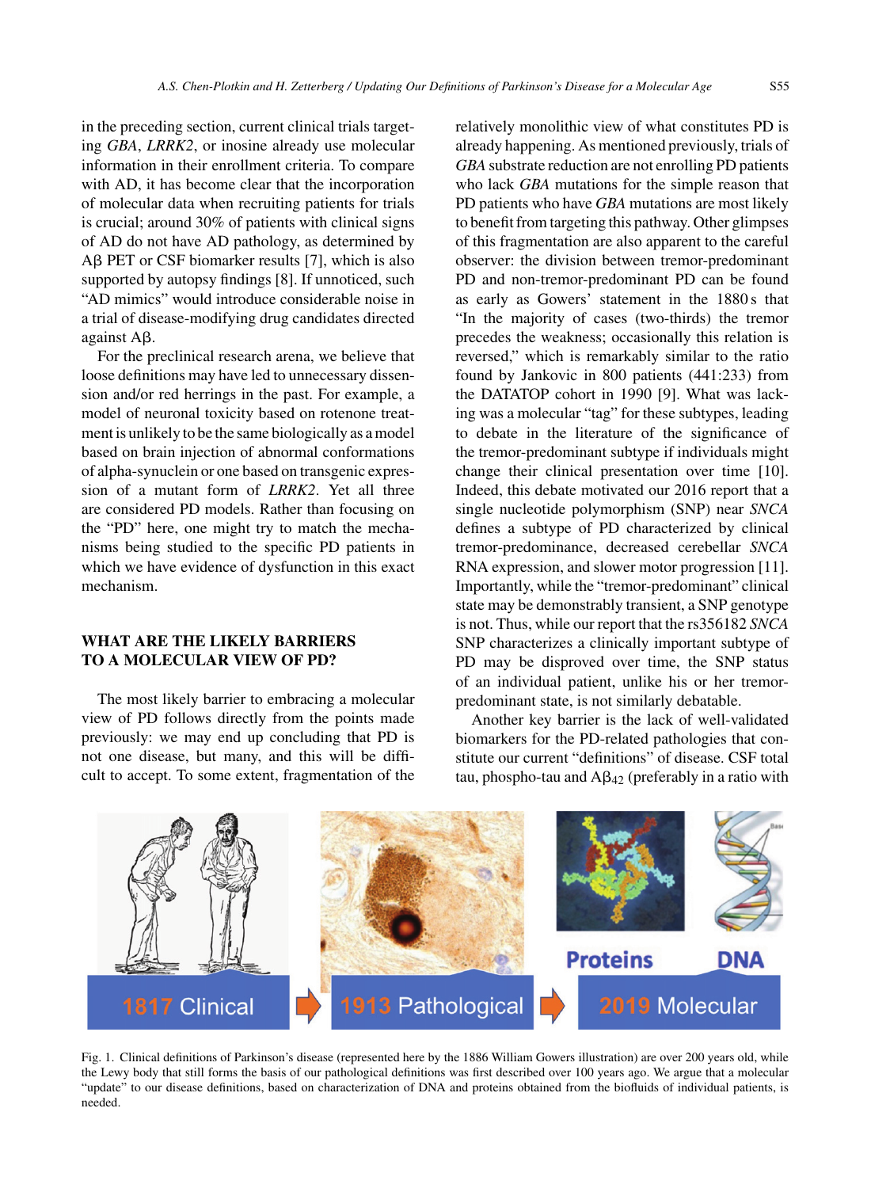in the preceding section, current clinical trials targeting *GBA*, *LRRK2*, or inosine already use molecular information in their enrollment criteria. To compare with AD, it has become clear that the incorporation of molecular data when recruiting patients for trials is crucial; around 30% of patients with clinical signs of AD do not have AD pathology, as determined by Aβ PET or CSF biomarker results [7], which is also supported by autopsy findings [8]. If unnoticed, such "AD mimics" would introduce considerable noise in a trial of disease-modifying drug candidates directed against Aβ.

For the preclinical research arena, we believe that loose definitions may have led to unnecessary dissension and/or red herrings in the past. For example, a model of neuronal toxicity based on rotenone treatment is unlikely to be the same biologically as a model based on brain injection of abnormal conformations of alpha-synuclein or one based on transgenic expression of a mutant form of *LRRK2*. Yet all three are considered PD models. Rather than focusing on the "PD" here, one might try to match the mechanisms being studied to the specific PD patients in which we have evidence of dysfunction in this exact mechanism.

## WHAT ARE THE LIKELY BARRIERS TO A MOLECULAR VIEW OF PD?

The most likely barrier to embracing a molecular view of PD follows directly from the points made previously: we may end up concluding that PD is not one disease, but many, and this will be difficult to accept. To some extent, fragmentation of the relatively monolithic view of what constitutes PD is already happening. As mentioned previously, trials of *GBA* substrate reduction are not enrolling PD patients who lack *GBA* mutations for the simple reason that PD patients who have *GBA* mutations are most likely to benefit from targeting this pathway. Other glimpses of this fragmentation are also apparent to the careful observer: the division between tremor-predominant PD and non-tremor-predominant PD can be found as early as Gowers' statement in the 1880 s that "In the majority of cases (two-thirds) the tremor precedes the weakness; occasionally this relation is reversed," which is remarkably similar to the ratio found by Jankovic in 800 patients (441:233) from the DATATOP cohort in 1990 [9]. What was lacking was a molecular "tag" for these subtypes, leading to debate in the literature of the significance of the tremor-predominant subtype if individuals might change their clinical presentation over time [10]. Indeed, this debate motivated our 2016 report that a single nucleotide polymorphism (SNP) near *SNCA* defines a subtype of PD characterized by clinical tremor-predominance, decreased cerebellar *SNCA* RNA expression, and slower motor progression [11]. Importantly, while the "tremor-predominant" clinical state may be demonstrably transient, a SNP genotype is not. Thus, while our report that the rs356182 *SNCA* SNP characterizes a clinically important subtype of PD may be disproved over time, the SNP status of an individual patient, unlike his or her tremor-predominant state, is not similarly debatable.

Another key barrier is the lack of well-validated biomarkers for the PD-related pathologies that constitute our current "definitions" of disease. CSF total tau, phospho-tau and $A\beta_{42}$ (preferably in a ratio with

Fig. 1. Clinical definitions of Parkinson's disease (represented here by the 1886 William Gowers illustration) are over 200 years old, while the Lewy body that still forms the basis of our pathological definitions was first described over 100 years ago. We argue that a molecular "update" to our disease definitions, based on characterization of DNA and proteins obtained from the biofluids of individual patients, is needed.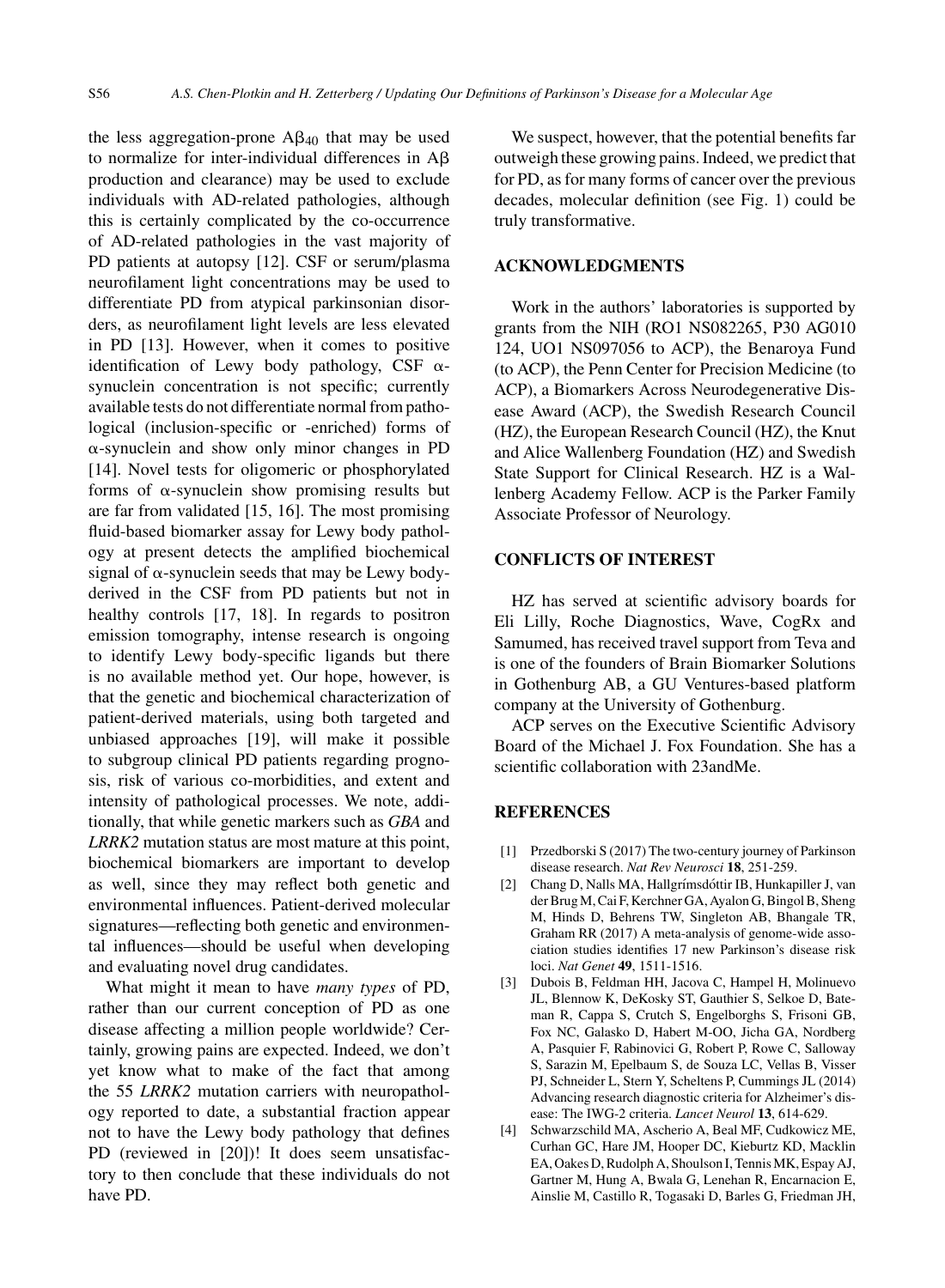the less aggregation-prone $A\beta_{40}$ that may be used to normalize for inter-individual differences in $A\beta$ production and clearance) may be used to exclude individuals with AD-related pathologies, although this is certainly complicated by the co-occurrence of AD-related pathologies in the vast majority of PD patients at autopsy [12]. CSF or serum/plasma neurofilament light concentrations may be used to differentiate PD from atypical parkinsonian disorders, as neurofilament light levels are less elevated in PD [13]. However, when it comes to positive identification of Lewy body pathology, CSF $\alpha$-synuclein concentration is not specific; currently available tests do not differentiate normal from pathological (inclusion-specific or -enriched) forms of $\alpha$-synuclein and show only minor changes in PD [14]. Novel tests for oligomeric or phosphorylated forms of $\alpha$-synuclein show promising results but are far from validated [15, 16]. The most promising fluid-based biomarker assay for Lewy body pathology at present detects the amplified biochemical signal of $\alpha$-synuclein seeds that may be Lewy body-derived in the CSF from PD patients but not in healthy controls [17, 18]. In regards to positron emission tomography, intense research is ongoing to identify Lewy body-specific ligands but there is no available method yet. Our hope, however, is that the genetic and biochemical characterization of patient-derived materials, using both targeted and unbiased approaches [19], will make it possible to subgroup clinical PD patients regarding prognosis, risk of various co-morbidities, and extent and intensity of pathological processes. We note, additionally, that while genetic markers such as *GBA* and *LRRK2* mutation status are most mature at this point, biochemical biomarkers are important to develop as well, since they may reflect both genetic and environmental influences. Patient-derived molecular signatures—reflecting both genetic and environmental influences—should be useful when developing and evaluating novel drug candidates.

What might it mean to have *many types* of PD, rather than our current conception of PD as one disease affecting a million people worldwide? Certainly, growing pains are expected. Indeed, we don't yet know what to make of the fact that among the 55 *LRRK2* mutation carriers with neuropathology reported to date, a substantial fraction appear not to have the Lewy body pathology that defines PD (reviewed in [20])! It does seem unsatisfactory to then conclude that these individuals do not have PD.

We suspect, however, that the potential benefits far outweigh these growing pains. Indeed, we predict that for PD, as for many forms of cancer over the previous decades, molecular definition (see Fig. 1) could be truly transformative.

## ACKNOWLEDGMENTS

Work in the authors' laboratories is supported by grants from the NIH (RO1 NS082265, P30 AG010 124, UO1 NS097056 to ACP), the Benaroya Fund (to ACP), the Penn Center for Precision Medicine (to ACP), a Biomarkers Across Neurodegenerative Disease Award (ACP), the Swedish Research Council (HZ), the European Research Council (HZ), the Knut and Alice Wallenberg Foundation (HZ) and Swedish State Support for Clinical Research. HZ is a Wallenberg Academy Fellow. ACP is the Parker Family Associate Professor of Neurology.

## CONFLICTS OF INTEREST

HZ has served at scientific advisory boards for Eli Lilly, Roche Diagnostics, Wave, CogRx and Samumed, has received travel support from Teva and is one of the founders of Brain Biomarker Solutions in Gothenburg AB, a GU Ventures-based platform company at the University of Gothenburg.

ACP serves on the Executive Scientific Advisory Board of the Michael J. Fox Foundation. She has a scientific collaboration with 23andMe.

## REFERENCES

[1] Przedborski S (2017) The two-century journey of Parkinson disease research. *Nat Rev Neurosci* **18**, 251-259.

[2] Chang D, Nalls MA, Hallgrímsdóttir IB, Hunkapiller J, van der Brug M, Cai F, Kerchner GA, Ayalon G, Bingol B, Sheng M, Hinds D, Behrens TW, Singleton AB, Bhangale TR, Graham RR (2017) A meta-analysis of genome-wide association studies identifies 17 new Parkinson's disease risk loci. *Nat Genet* **49**, 1511-1516.

[3] Dubois B, Feldman HH, Jacova C, Hampel H, Molinuevo JL, Blennow K, DeKosky ST, Gauthier S, Selkoe D, Bateman R, Cappa S, Crutch S, Engelborghs S, Frisoni GB, Fox NC, Galasko D, Habert M-OO, Jicha GA, Nordberg A, Pasquier F, Rabinovici G, Robert P, Rowe C, Salloway S, Sarazin M, Epelbaum S, de Souza LC, Vellas B, Visser PJ, Schneider L, Stern Y, Scheltens P, Cummings JL (2014) Advancing research diagnostic criteria for Alzheimer's disease: The IWG-2 criteria. *Lancet Neurol* **13**, 614-629.

[4] Schwarzschild MA, Ascherio A, Beal MF, Cudkowicz ME, Curhan GC, Hare JM, Hooper DC, Kieburtz KD, Macklin EA, Oakes D, Rudolph A, Shoulson I, Tennis MK, Espay AJ, Gartner M, Hung A, Bwala G, Lenehan R, Encarnacion E, Ainslie M, Castillo R, Togasaki D, Barles G, Friedman JH,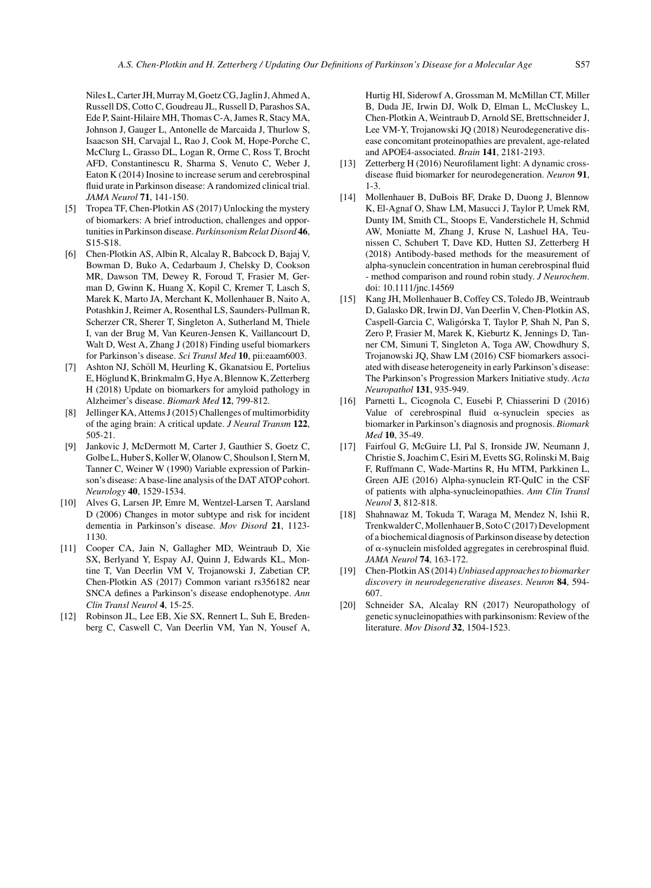Niles L, Carter JH, Murray M, Goetz CG, Jaglin J, Ahmed A, Russell DS, Cotto C, Goudreau JL, Russell D, Parashos SA, Ede P, Saint-Hilaire MH, Thomas C-A, James R, Stacy MA, Johnson J, Gauger L, Antonelle de Marcaida J, Thurlow S, Isaacson SH, Carvajal L, Rao J, Cook M, Hope-Porche C, McClurg L, Grasso DL, Logan R, Orme C, Ross T, Brocht AFD, Constantinescu R, Sharma S, Venuto C, Weber J, Eaton K (2014) Inosine to increase serum and cerebrospinal fluid urate in Parkinson disease: A randomized clinical trial. *JAMA Neurol* **71**, 141-150.

[5] Tropea TF, Chen-Plotkin AS (2017) Unlocking the mystery of biomarkers: A brief introduction, challenges and opportunities in Parkinson disease. *Parkinsonism Relat Disord* **46**, S15-S18.

[6] Chen-Plotkin AS, Albin R, Alcalay R, Babcock D, Bajaj V, Bowman D, Buko A, Cedarbaum J, Chelsky D, Cookson MR, Dawson TM, Dewey R, Foroud T, Frasier M, German D, Gwinn K, Huang X, Kopil C, Kremer T, Lasch S, Marek K, Marto JA, Merchant K, Mollenhauer B, Naito A, Potashkin J, Reimer A, Rosenthal LS, Saunders-Pullman R, Scherzer CR, Sherer T, Singleton A, Sutherland M, Thiele I, van der Brug M, Van Keuren-Jensen K, Vaillancourt D, Walt D, West A, Zhang J (2018) Finding useful biomarkers for Parkinson's disease. *Sci Transl Med* **10**, pii:eaam6003.

[7] Ashton NJ, Schöll M, Heurling K, Gkanatsiou E, Portelius E, Höglund K, Brinkmalm G, Hye A, Blennow K, Zetterberg H (2018) Update on biomarkers for amyloid pathology in Alzheimer's disease. *Biomark Med* **12**, 799-812.

[8] Jellinger KA, Attems J (2015) Challenges of multimorbidity of the aging brain: A critical update. *J Neural Transm* **122**, 505-21.

[9] Jankovic J, McDermott M, Carter J, Gauthier S, Goetz C, Golbe L, Huber S, Koller W, Olanow C, Shoulson I, Stern M, Tanner C, Weiner W (1990) Variable expression of Parkinson's disease: A base-line analysis of the DAT ATOP cohort. *Neurology* **40**, 1529-1534.

[10] Alves G, Larsen JP, Emre M, Wentzel-Larsen T, Aarsland D (2006) Changes in motor subtype and risk for incident dementia in Parkinson's disease. *Mov Disord* **21**, 1123-1130.

[11] Cooper CA, Jain N, Gallagher MD, Weintraub D, Xie SX, Berlyand Y, Espay AJ, Quinn J, Edwards KL, Montine T, Van Deerlin VM V, Trojanowski J, Zabetian CP, Chen-Plotkin AS (2017) Common variant rs356182 near SNCA defines a Parkinson's disease endophenotype. *Ann Clin Transl Neurol* **4**, 15-25.

[12] Robinson JL, Lee EB, Xie SX, Rennert L, Suh E, Bredenberg C, Caswell C, Van Deerlin VM, Yan N, Yousef A, Hurtig HI, Siderowf A, Grossman M, McMillan CT, Miller B, Duda JE, Irwin DJ, Wolk D, Elman L, McCluskey L, Chen-Plotkin A, Weintraub D, Arnold SE, Brettschneider J, Lee VM-Y, Trojanowski JQ (2018) Neurodegenerative disease concomitant proteinopathies are prevalent, age-related and APOE4-associated. *Brain* **141**, 2181-2193.

[13] Zetterberg H (2016) Neurofilament light: A dynamic cross-disease fluid biomarker for neurodegeneration. *Neuron* **91**, 1-3.

[14] Mollenhauer B, DuBois BF, Drake D, Duong J, Blennow K, El-Agnaf O, Shaw LM, Masucci J, Taylor P, Umek RM, Dunty IM, Smith CL, Stoops E, Vanderstichele H, Schmid AW, Moniatte M, Zhang J, Kruse N, Lashuel HA, Teunissen C, Schubert T, Dave KD, Hutten SJ, Zetterberg H (2018) Antibody-based methods for the measurement of alpha-synuclein concentration in human cerebrospinal fluid - method comparison and round robin study. *J Neurochem*. doi: 10.1111/jnc.14569

[15] Kang JH, Mollenhauer B, Coffey CS, Toledo JB, Weintraub D, Galasko DR, Irwin DJ, Van Deerlin V, Chen-Plotkin AS, Caspell-Garcia C, Waligórska T, Taylor P, Shah N, Pan S, Zero P, Frasier M, Marek K, Kieburtz K, Jennings D, Tanner CM, Simuni T, Singleton A, Toga AW, Chowdhury S, Trojanowski JQ, Shaw LM (2016) CSF biomarkers associated with disease heterogeneity in early Parkinson's disease: The Parkinson's Progression Markers Initiative study. *Acta Neuropathol* **131**, 935-949.

[16] Parnetti L, Cicognola C, Eusebi P, Chiasserini D (2016) Value of cerebrospinal fluid α-synuclein species as biomarker in Parkinson's diagnosis and prognosis. *Biomark Med* **10**, 35-49.

[17] Fairfoul G, McGuire LI, Pal S, Ironside JW, Neumann J, Christie S, Joachim C, Esiri M, Evetts SG, Rolinski M, Baig F, Ruffmann C, Wade-Martins R, Hu MTM, Parkkinen L, Green AJE (2016) Alpha-synuclein RT-QuIC in the CSF of patients with alpha-synucleinopathies. *Ann Clin Transl Neurol* **3**, 812-818.

[18] Shahnawaz M, Tokuda T, Waraga M, Mendez N, Ishii R, Trenkwalder C, Mollenhauer B, Soto C (2017) Development of a biochemical diagnosis of Parkinson disease by detection of α-synuclein misfolded aggregates in cerebrospinal fluid. *JAMA Neurol* **74**, 163-172.

[19] Chen-Plotkin AS (2014) *Unbiased approaches to biomarker discovery in neurodegenerative diseases*. *Neuron* **84**, 594-607.

[20] Schneider SA, Alcalay RN (2017) Neuropathology of genetic synucleinopathies with parkinsonism: Review of the literature. *Mov Disord* **32**, 1504-1523.